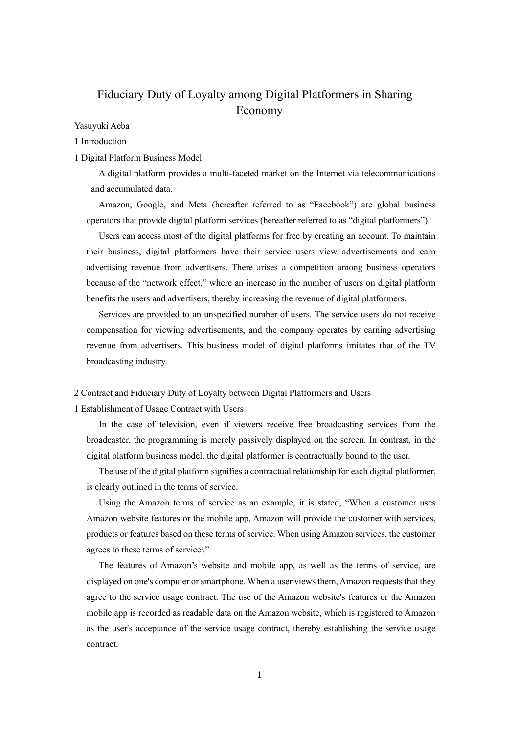# Fiduciary Duty of Loyalty among Digital Platformers in Sharing Economy

Yasuyuki Aeba

## 1 Introduction

### 1 Digital Platform Business Model

A digital platform provides a multi-faceted market on the Internet via telecommunications and accumulated data.

Amazon, Google, and Meta (hereafter referred to as "Facebook") are global business operators that provide digital platform services (hereafter referred to as "digital platformers").

Users can access most of the digital platforms for free by creating an account. To maintain their business, digital platformers have their service users view advertisements and earn advertising revenue from advertisers. There arises a competition among business operators because of the "network effect," where an increase in the number of users on digital platform benefits the users and advertisers, thereby increasing the revenue of digital platformers.

Services are provided to an unspecified number of users. The service users do not receive compensation for viewing advertisements, and the company operates by earning advertising revenue from advertisers. This business model of digital platforms imitates that of the TV broadcasting industry.

## 2 Contract and Fiduciary Duty of Loyalty between Digital Platformers and Users

### 1 Establishment of Usage Contract with Users

In the case of television, even if viewers receive free broadcasting services from the broadcaster, the programming is merely passively displayed on the screen. In contrast, in the digital platform business model, the digital platformer is contractually bound to the user.

The use of the digital platform signifies a contractual relationship for each digital platformer, is clearly outlined in the terms of service.

Using the Amazon terms of service as an example, it is stated, "When a customer uses Amazon website features or the mobile app, Amazon will provide the customer with services, products or features based on these terms of service. When using Amazon services, the customer agrees to these terms of service[i]."

The features of Amazon's website and mobile app, as well as the terms of service, are displayed on one's computer or smartphone. When a user views them, Amazon requests that they agree to the service usage contract. The use of the Amazon website's features or the Amazon mobile app is recorded as readable data on the Amazon website, which is registered to Amazon as the user's acceptance of the service usage contract, thereby establishing the service usage contract.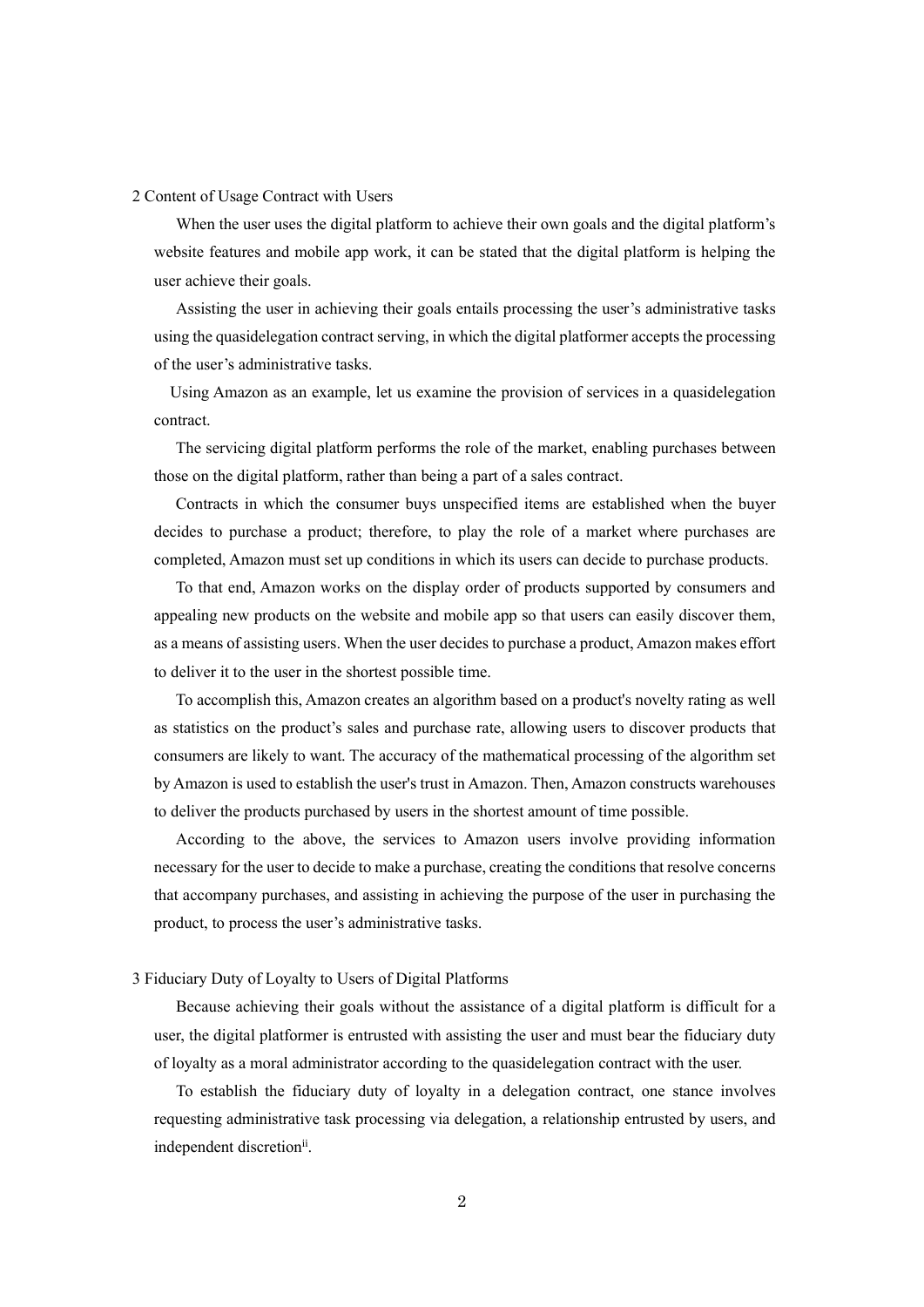## 2 Content of Usage Contract with Users

When the user uses the digital platform to achieve their own goals and the digital platform's website features and mobile app work, it can be stated that the digital platform is helping the user achieve their goals.

Assisting the user in achieving their goals entails processing the user's administrative tasks using the quasidelegation contract serving, in which the digital platformer accepts the processing of the user's administrative tasks.

Using Amazon as an example, let us examine the provision of services in a quasidelegation contract.

The servicing digital platform performs the role of the market, enabling purchases between those on the digital platform, rather than being a part of a sales contract.

Contracts in which the consumer buys unspecified items are established when the buyer decides to purchase a product; therefore, to play the role of a market where purchases are completed, Amazon must set up conditions in which its users can decide to purchase products.

To that end, Amazon works on the display order of products supported by consumers and appealing new products on the website and mobile app so that users can easily discover them, as a means of assisting users. When the user decides to purchase a product, Amazon makes effort to deliver it to the user in the shortest possible time.

To accomplish this, Amazon creates an algorithm based on a product's novelty rating as well as statistics on the product's sales and purchase rate, allowing users to discover products that consumers are likely to want. The accuracy of the mathematical processing of the algorithm set by Amazon is used to establish the user's trust in Amazon. Then, Amazon constructs warehouses to deliver the products purchased by users in the shortest amount of time possible.

According to the above, the services to Amazon users involve providing information necessary for the user to decide to make a purchase, creating the conditions that resolve concerns that accompany purchases, and assisting in achieving the purpose of the user in purchasing the product, to process the user's administrative tasks.

## 3 Fiduciary Duty of Loyalty to Users of Digital Platforms

Because achieving their goals without the assistance of a digital platform is difficult for a user, the digital platformer is entrusted with assisting the user and must bear the fiduciary duty of loyalty as a moral administrator according to the quasidelegation contract with the user.

To establish the fiduciary duty of loyalty in a delegation contract, one stance involves requesting administrative task processing via delegation, a relationship entrusted by users, and independent discretion[ii].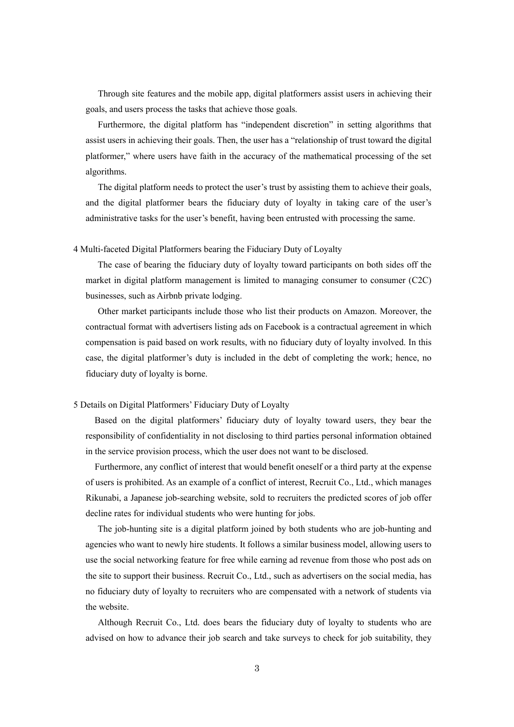Through site features and the mobile app, digital platformers assist users in achieving their goals, and users process the tasks that achieve those goals.

Furthermore, the digital platform has "independent discretion" in setting algorithms that assist users in achieving their goals. Then, the user has a "relationship of trust toward the digital platformer," where users have faith in the accuracy of the mathematical processing of the set algorithms.

The digital platform needs to protect the user's trust by assisting them to achieve their goals, and the digital platformer bears the fiduciary duty of loyalty in taking care of the user's administrative tasks for the user's benefit, having been entrusted with processing the same.

## 4 Multi-faceted Digital Platformers bearing the Fiduciary Duty of Loyalty

The case of bearing the fiduciary duty of loyalty toward participants on both sides off the market in digital platform management is limited to managing consumer to consumer (C2C) businesses, such as Airbnb private lodging.

Other market participants include those who list their products on Amazon. Moreover, the contractual format with advertisers listing ads on Facebook is a contractual agreement in which compensation is paid based on work results, with no fiduciary duty of loyalty involved. In this case, the digital platformer's duty is included in the debt of completing the work; hence, no fiduciary duty of loyalty is borne.

## 5 Details on Digital Platformers' Fiduciary Duty of Loyalty

Based on the digital platformers' fiduciary duty of loyalty toward users, they bear the responsibility of confidentiality in not disclosing to third parties personal information obtained in the service provision process, which the user does not want to be disclosed.

Furthermore, any conflict of interest that would benefit oneself or a third party at the expense of users is prohibited. As an example of a conflict of interest, Recruit Co., Ltd., which manages Rikunabi, a Japanese job-searching website, sold to recruiters the predicted scores of job offer decline rates for individual students who were hunting for jobs.

The job-hunting site is a digital platform joined by both students who are job-hunting and agencies who want to newly hire students. It follows a similar business model, allowing users to use the social networking feature for free while earning ad revenue from those who post ads on the site to support their business. Recruit Co., Ltd., such as advertisers on the social media, has no fiduciary duty of loyalty to recruiters who are compensated with a network of students via the website.

Although Recruit Co., Ltd. does bears the fiduciary duty of loyalty to students who are advised on how to advance their job search and take surveys to check for job suitability, they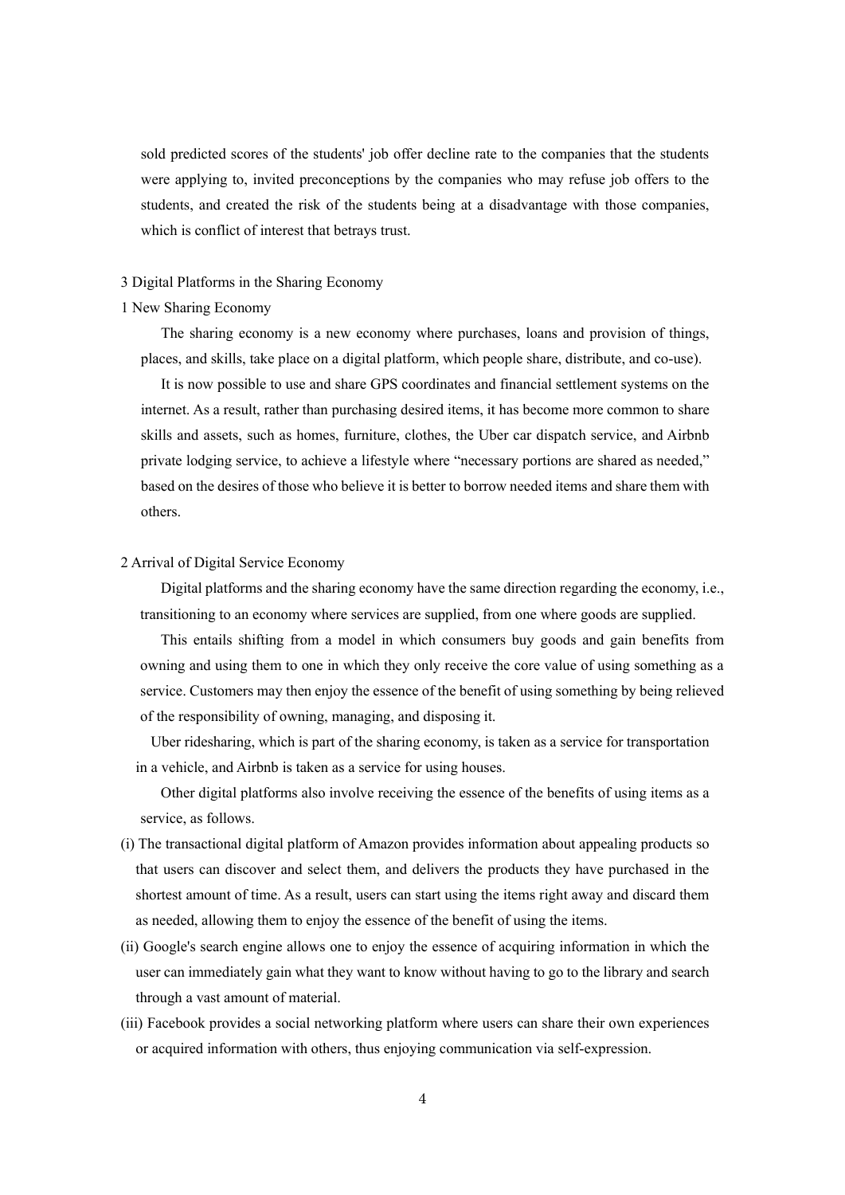sold predicted scores of the students' job offer decline rate to the companies that the students were applying to, invited preconceptions by the companies who may refuse job offers to the students, and created the risk of the students being at a disadvantage with those companies, which is conflict of interest that betrays trust.

## 3 Digital Platforms in the Sharing Economy

### 1 New Sharing Economy

The sharing economy is a new economy where purchases, loans and provision of things, places, and skills, take place on a digital platform, which people share, distribute, and co-use).

It is now possible to use and share GPS coordinates and financial settlement systems on the internet. As a result, rather than purchasing desired items, it has become more common to share skills and assets, such as homes, furniture, clothes, the Uber car dispatch service, and Airbnb private lodging service, to achieve a lifestyle where "necessary portions are shared as needed," based on the desires of those who believe it is better to borrow needed items and share them with others.

### 2 Arrival of Digital Service Economy

Digital platforms and the sharing economy have the same direction regarding the economy, i.e., transitioning to an economy where services are supplied, from one where goods are supplied.

This entails shifting from a model in which consumers buy goods and gain benefits from owning and using them to one in which they only receive the core value of using something as a service. Customers may then enjoy the essence of the benefit of using something by being relieved of the responsibility of owning, managing, and disposing it.

Uber ridesharing, which is part of the sharing economy, is taken as a service for transportation in a vehicle, and Airbnb is taken as a service for using houses.

Other digital platforms also involve receiving the essence of the benefits of using items as a service, as follows.

(i) The transactional digital platform of Amazon provides information about appealing products so that users can discover and select them, and delivers the products they have purchased in the shortest amount of time. As a result, users can start using the items right away and discard them as needed, allowing them to enjoy the essence of the benefit of using the items.

(ii) Google's search engine allows one to enjoy the essence of acquiring information in which the user can immediately gain what they want to know without having to go to the library and search through a vast amount of material.

(iii) Facebook provides a social networking platform where users can share their own experiences or acquired information with others, thus enjoying communication via self-expression.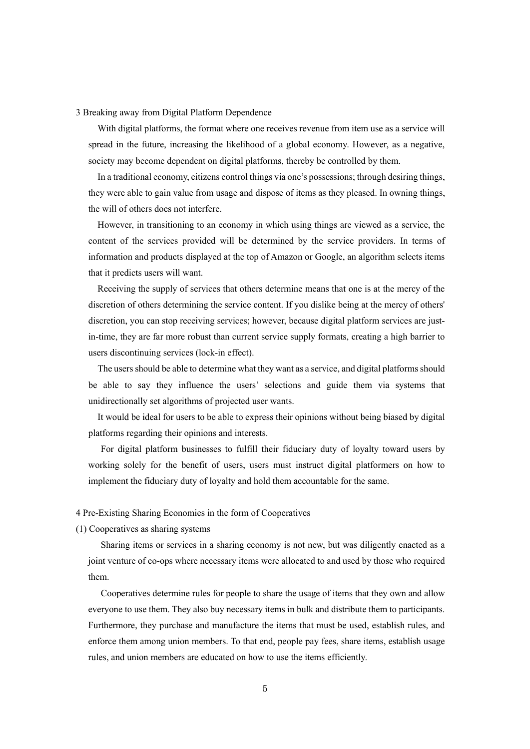## 3 Breaking away from Digital Platform Dependence

With digital platforms, the format where one receives revenue from item use as a service will spread in the future, increasing the likelihood of a global economy. However, as a negative, society may become dependent on digital platforms, thereby be controlled by them.

In a traditional economy, citizens control things via one's possessions; through desiring things, they were able to gain value from usage and dispose of items as they pleased. In owning things, the will of others does not interfere.

However, in transitioning to an economy in which using things are viewed as a service, the content of the services provided will be determined by the service providers. In terms of information and products displayed at the top of Amazon or Google, an algorithm selects items that it predicts users will want.

Receiving the supply of services that others determine means that one is at the mercy of the discretion of others determining the service content. If you dislike being at the mercy of others' discretion, you can stop receiving services; however, because digital platform services are just-in-time, they are far more robust than current service supply formats, creating a high barrier to users discontinuing services (lock-in effect).

The users should be able to determine what they want as a service, and digital platforms should be able to say they influence the users' selections and guide them via systems that unidirectionally set algorithms of projected user wants.

It would be ideal for users to be able to express their opinions without being biased by digital platforms regarding their opinions and interests.

For digital platform businesses to fulfill their fiduciary duty of loyalty toward users by working solely for the benefit of users, users must instruct digital platformers on how to implement the fiduciary duty of loyalty and hold them accountable for the same.

## 4 Pre-Existing Sharing Economies in the form of Cooperatives

### (1) Cooperatives as sharing systems

Sharing items or services in a sharing economy is not new, but was diligently enacted as a joint venture of co-ops where necessary items were allocated to and used by those who required them.

Cooperatives determine rules for people to share the usage of items that they own and allow everyone to use them. They also buy necessary items in bulk and distribute them to participants. Furthermore, they purchase and manufacture the items that must be used, establish rules, and enforce them among union members. To that end, people pay fees, share items, establish usage rules, and union members are educated on how to use the items efficiently.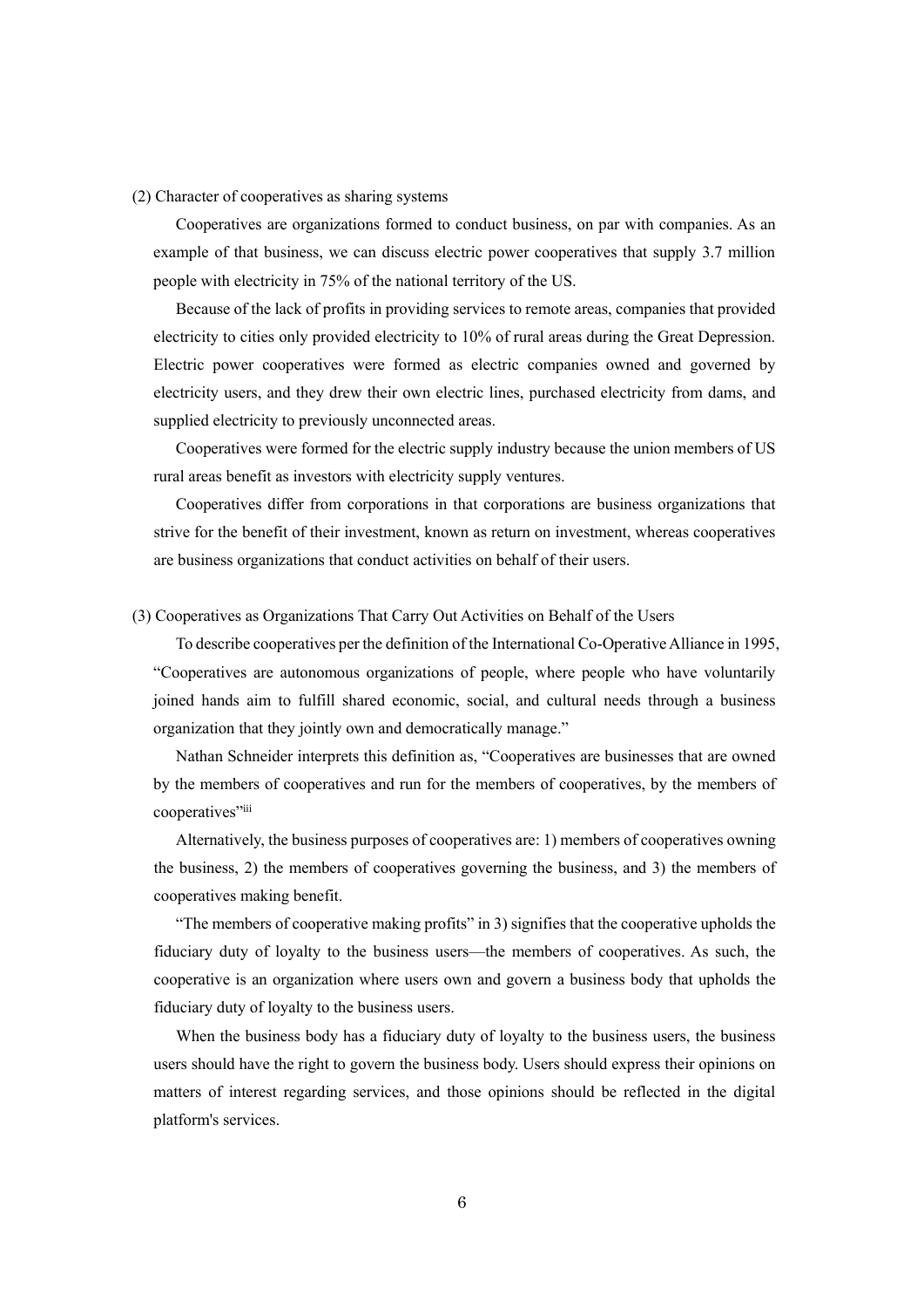### (2) Character of cooperatives as sharing systems

Cooperatives are organizations formed to conduct business, on par with companies. As an example of that business, we can discuss electric power cooperatives that supply 3.7 million people with electricity in 75% of the national territory of the US.

Because of the lack of profits in providing services to remote areas, companies that provided electricity to cities only provided electricity to 10% of rural areas during the Great Depression. Electric power cooperatives were formed as electric companies owned and governed by electricity users, and they drew their own electric lines, purchased electricity from dams, and supplied electricity to previously unconnected areas.

Cooperatives were formed for the electric supply industry because the union members of US rural areas benefit as investors with electricity supply ventures.

Cooperatives differ from corporations in that corporations are business organizations that strive for the benefit of their investment, known as return on investment, whereas cooperatives are business organizations that conduct activities on behalf of their users.

### (3) Cooperatives as Organizations That Carry Out Activities on Behalf of the Users

To describe cooperatives per the definition of the International Co-Operative Alliance in 1995, "Cooperatives are autonomous organizations of people, where people who have voluntarily joined hands aim to fulfill shared economic, social, and cultural needs through a business organization that they jointly own and democratically manage."

Nathan Schneider interprets this definition as, "Cooperatives are businesses that are owned by the members of cooperatives and run for the members of cooperatives, by the members of cooperatives"[iii]

Alternatively, the business purposes of cooperatives are: 1) members of cooperatives owning the business, 2) the members of cooperatives governing the business, and 3) the members of cooperatives making benefit.

"The members of cooperative making profits" in 3) signifies that the cooperative upholds the fiduciary duty of loyalty to the business users—the members of cooperatives. As such, the cooperative is an organization where users own and govern a business body that upholds the fiduciary duty of loyalty to the business users.

When the business body has a fiduciary duty of loyalty to the business users, the business users should have the right to govern the business body. Users should express their opinions on matters of interest regarding services, and those opinions should be reflected in the digital platform's services.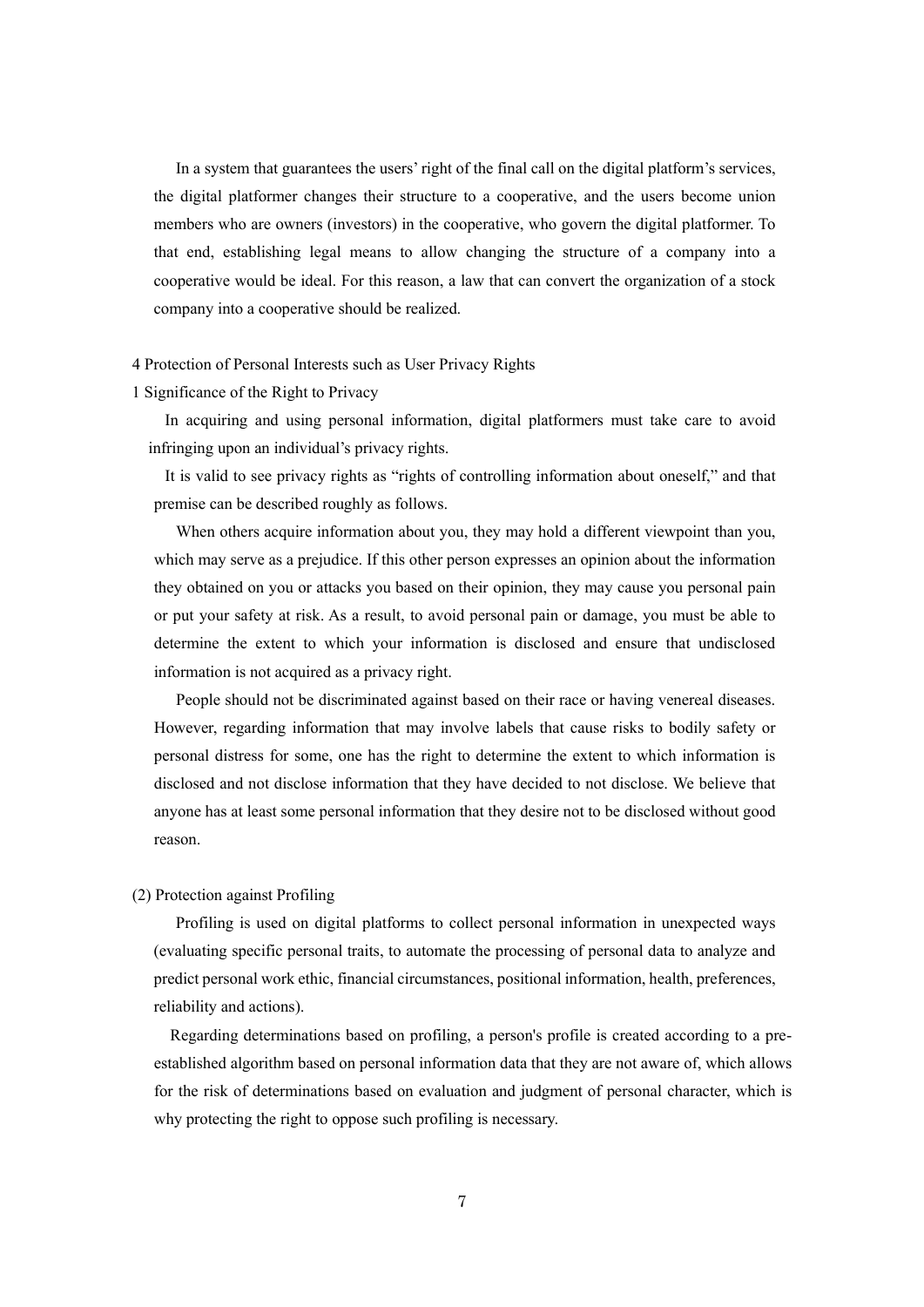In a system that guarantees the users' right of the final call on the digital platform's services, the digital platformer changes their structure to a cooperative, and the users become union members who are owners (investors) in the cooperative, who govern the digital platformer. To that end, establishing legal means to allow changing the structure of a company into a cooperative would be ideal. For this reason, a law that can convert the organization of a stock company into a cooperative should be realized.

## 4 Protection of Personal Interests such as User Privacy Rights

### 1 Significance of the Right to Privacy

In acquiring and using personal information, digital platformers must take care to avoid infringing upon an individual's privacy rights.

It is valid to see privacy rights as "rights of controlling information about oneself," and that premise can be described roughly as follows.

When others acquire information about you, they may hold a different viewpoint than you, which may serve as a prejudice. If this other person expresses an opinion about the information they obtained on you or attacks you based on their opinion, they may cause you personal pain or put your safety at risk. As a result, to avoid personal pain or damage, you must be able to determine the extent to which your information is disclosed and ensure that undisclosed information is not acquired as a privacy right.

People should not be discriminated against based on their race or having venereal diseases. However, regarding information that may involve labels that cause risks to bodily safety or personal distress for some, one has the right to determine the extent to which information is disclosed and not disclose information that they have decided to not disclose. We believe that anyone has at least some personal information that they desire not to be disclosed without good reason.

### (2) Protection against Profiling

Profiling is used on digital platforms to collect personal information in unexpected ways (evaluating specific personal traits, to automate the processing of personal data to analyze and predict personal work ethic, financial circumstances, positional information, health, preferences, reliability and actions).

Regarding determinations based on profiling, a person's profile is created according to a pre-established algorithm based on personal information data that they are not aware of, which allows for the risk of determinations based on evaluation and judgment of personal character, which is why protecting the right to oppose such profiling is necessary.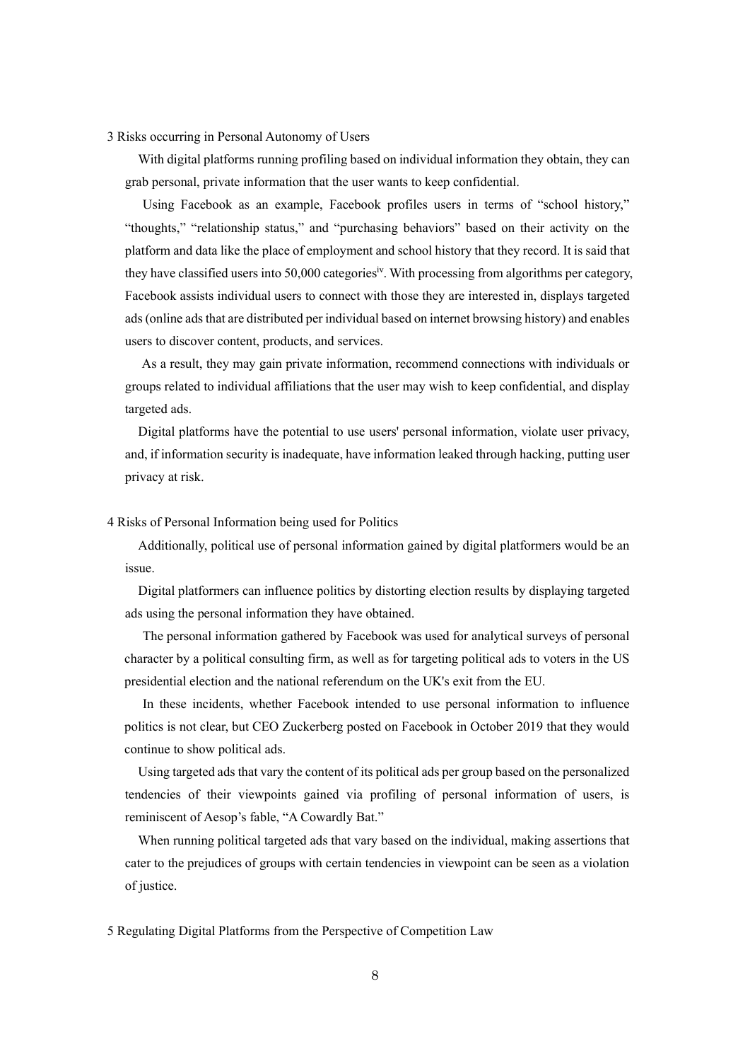## 3 Risks occurring in Personal Autonomy of Users

With digital platforms running profiling based on individual information they obtain, they can grab personal, private information that the user wants to keep confidential.

Using Facebook as an example, Facebook profiles users in terms of "school history," "thoughts," "relationship status," and "purchasing behaviors" based on their activity on the platform and data like the place of employment and school history that they record. It is said that they have classified users into 50,000 categories[iv]. With processing from algorithms per category, Facebook assists individual users to connect with those they are interested in, displays targeted ads (online ads that are distributed per individual based on internet browsing history) and enables users to discover content, products, and services.

As a result, they may gain private information, recommend connections with individuals or groups related to individual affiliations that the user may wish to keep confidential, and display targeted ads.

Digital platforms have the potential to use users' personal information, violate user privacy, and, if information security is inadequate, have information leaked through hacking, putting user privacy at risk.

## 4 Risks of Personal Information being used for Politics

Additionally, political use of personal information gained by digital platformers would be an issue.

Digital platformers can influence politics by distorting election results by displaying targeted ads using the personal information they have obtained.

The personal information gathered by Facebook was used for analytical surveys of personal character by a political consulting firm, as well as for targeting political ads to voters in the US presidential election and the national referendum on the UK's exit from the EU.

In these incidents, whether Facebook intended to use personal information to influence politics is not clear, but CEO Zuckerberg posted on Facebook in October 2019 that they would continue to show political ads.

Using targeted ads that vary the content of its political ads per group based on the personalized tendencies of their viewpoints gained via profiling of personal information of users, is reminiscent of Aesop's fable, "A Cowardly Bat."

When running political targeted ads that vary based on the individual, making assertions that cater to the prejudices of groups with certain tendencies in viewpoint can be seen as a violation of justice.

## 5 Regulating Digital Platforms from the Perspective of Competition Law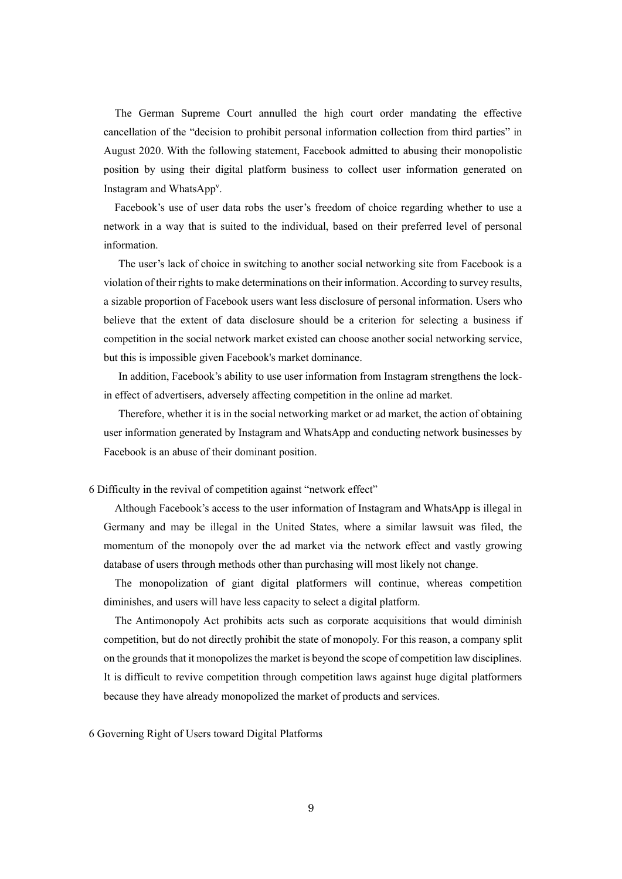The German Supreme Court annulled the high court order mandating the effective cancellation of the "decision to prohibit personal information collection from third parties" in August 2020. With the following statement, Facebook admitted to abusing their monopolistic position by using their digital platform business to collect user information generated on Instagram and WhatsApp[v].

Facebook's use of user data robs the user's freedom of choice regarding whether to use a network in a way that is suited to the individual, based on their preferred level of personal information.

The user's lack of choice in switching to another social networking site from Facebook is a violation of their rights to make determinations on their information. According to survey results, a sizable proportion of Facebook users want less disclosure of personal information. Users who believe that the extent of data disclosure should be a criterion for selecting a business if competition in the social network market existed can choose another social networking service, but this is impossible given Facebook's market dominance.

In addition, Facebook's ability to use user information from Instagram strengthens the lock-in effect of advertisers, adversely affecting competition in the online ad market.

Therefore, whether it is in the social networking market or ad market, the action of obtaining user information generated by Instagram and WhatsApp and conducting network businesses by Facebook is an abuse of their dominant position.

## 6 Difficulty in the revival of competition against "network effect"

Although Facebook's access to the user information of Instagram and WhatsApp is illegal in Germany and may be illegal in the United States, where a similar lawsuit was filed, the momentum of the monopoly over the ad market via the network effect and vastly growing database of users through methods other than purchasing will most likely not change.

The monopolization of giant digital platformers will continue, whereas competition diminishes, and users will have less capacity to select a digital platform.

The Antimonopoly Act prohibits acts such as corporate acquisitions that would diminish competition, but do not directly prohibit the state of monopoly. For this reason, a company split on the grounds that it monopolizes the market is beyond the scope of competition law disciplines. It is difficult to revive competition through competition laws against huge digital platformers because they have already monopolized the market of products and services.

## 6 Governing Right of Users toward Digital Platforms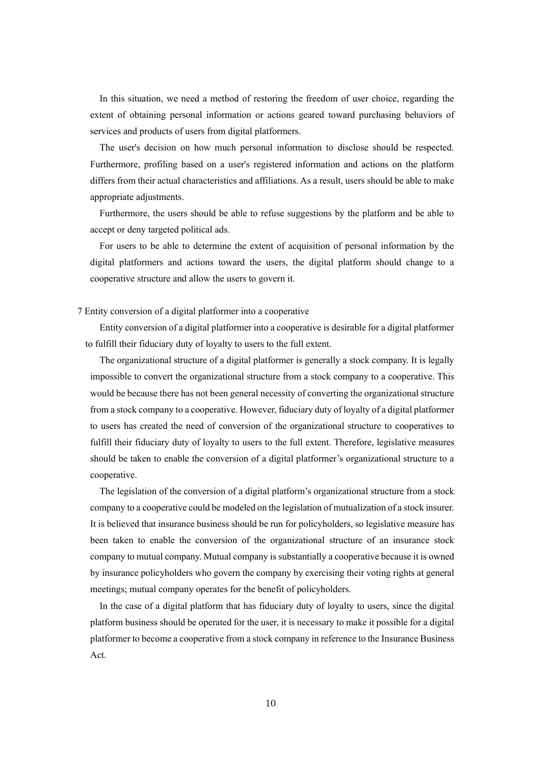In this situation, we need a method of restoring the freedom of user choice, regarding the extent of obtaining personal information or actions geared toward purchasing behaviors of services and products of users from digital platformers.

The user's decision on how much personal information to disclose should be respected. Furthermore, profiling based on a user's registered information and actions on the platform differs from their actual characteristics and affiliations. As a result, users should be able to make appropriate adjustments.

Furthermore, the users should be able to refuse suggestions by the platform and be able to accept or deny targeted political ads.

For users to be able to determine the extent of acquisition of personal information by the digital platformers and actions toward the users, the digital platform should change to a cooperative structure and allow the users to govern it.

## 7 Entity conversion of a digital platformer into a cooperative

Entity conversion of a digital platformer into a cooperative is desirable for a digital platformer to fulfill their fiduciary duty of loyalty to users to the full extent.

The organizational structure of a digital platformer is generally a stock company. It is legally impossible to convert the organizational structure from a stock company to a cooperative. This would be because there has not been general necessity of converting the organizational structure from a stock company to a cooperative. However, fiduciary duty of loyalty of a digital platformer to users has created the need of conversion of the organizational structure to cooperatives to fulfill their fiduciary duty of loyalty to users to the full extent. Therefore, legislative measures should be taken to enable the conversion of a digital platformer's organizational structure to a cooperative.

The legislation of the conversion of a digital platform's organizational structure from a stock company to a cooperative could be modeled on the legislation of mutualization of a stock insurer. It is believed that insurance business should be run for policyholders, so legislative measure has been taken to enable the conversion of the organizational structure of an insurance stock company to mutual company. Mutual company is substantially a cooperative because it is owned by insurance policyholders who govern the company by exercising their voting rights at general meetings; mutual company operates for the benefit of policyholders.

In the case of a digital platform that has fiduciary duty of loyalty to users, since the digital platform business should be operated for the user, it is necessary to make it possible for a digital platformer to become a cooperative from a stock company in reference to the Insurance Business Act.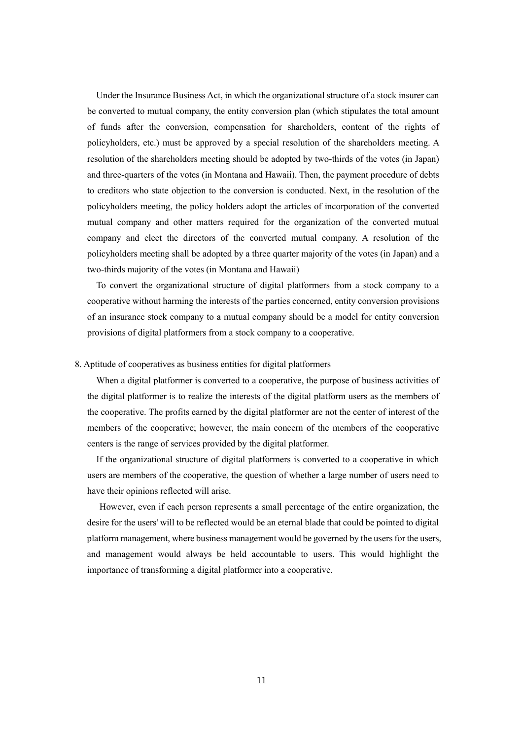Under the Insurance Business Act, in which the organizational structure of a stock insurer can be converted to mutual company, the entity conversion plan (which stipulates the total amount of funds after the conversion, compensation for shareholders, content of the rights of policyholders, etc.) must be approved by a special resolution of the shareholders meeting. A resolution of the shareholders meeting should be adopted by two-thirds of the votes (in Japan) and three-quarters of the votes (in Montana and Hawaii). Then, the payment procedure of debts to creditors who state objection to the conversion is conducted. Next, in the resolution of the policyholders meeting, the policy holders adopt the articles of incorporation of the converted mutual company and other matters required for the organization of the converted mutual company and elect the directors of the converted mutual company. A resolution of the policyholders meeting shall be adopted by a three quarter majority of the votes (in Japan) and a two-thirds majority of the votes (in Montana and Hawaii)

To convert the organizational structure of digital platformers from a stock company to a cooperative without harming the interests of the parties concerned, entity conversion provisions of an insurance stock company to a mutual company should be a model for entity conversion provisions of digital platformers from a stock company to a cooperative.

## 8. Aptitude of cooperatives as business entities for digital platformers

When a digital platformer is converted to a cooperative, the purpose of business activities of the digital platformer is to realize the interests of the digital platform users as the members of the cooperative. The profits earned by the digital platformer are not the center of interest of the members of the cooperative; however, the main concern of the members of the cooperative centers is the range of services provided by the digital platformer.

If the organizational structure of digital platformers is converted to a cooperative in which users are members of the cooperative, the question of whether a large number of users need to have their opinions reflected will arise.

However, even if each person represents a small percentage of the entire organization, the desire for the users' will to be reflected would be an eternal blade that could be pointed to digital platform management, where business management would be governed by the users for the users, and management would always be held accountable to users. This would highlight the importance of transforming a digital platformer into a cooperative.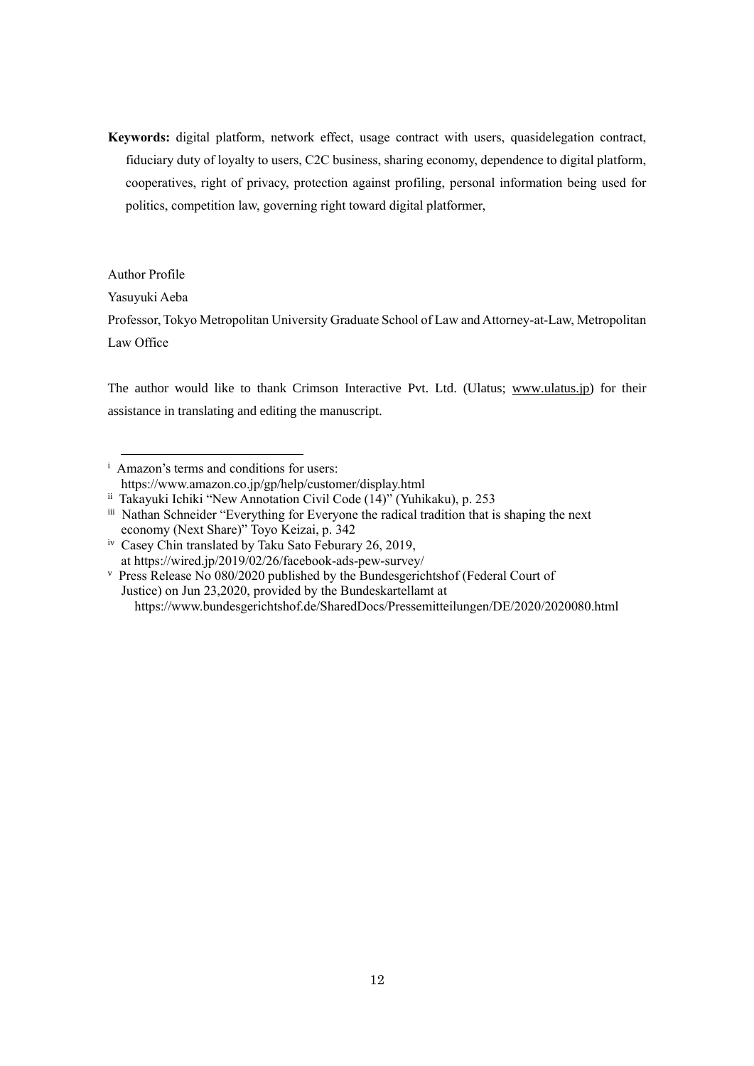**Keywords:** digital platform, network effect, usage contract with users, quasidelegation contract, fiduciary duty of loyalty to users, C2C business, sharing economy, dependence to digital platform, cooperatives, right of privacy, protection against profiling, personal information being used for politics, competition law, governing right toward digital platformer,

Author Profile

Yasuyuki Aeba

Professor, Tokyo Metropolitan University Graduate School of Law and Attorney-at-Law, Metropolitan Law Office

The author would like to thank Crimson Interactive Pvt. Ltd. (Ulatus; www.ulatus.jp) for their assistance in translating and editing the manuscript.

---

[i] Amazon's terms and conditions for users:
https://www.amazon.co.jp/gp/help/customer/display.html

[ii] Takayuki Ichiki "New Annotation Civil Code (14)" (Yuhikaku), p. 253

[iii] Nathan Schneider "Everything for Everyone the radical tradition that is shaping the next economy (Next Share)" Toyo Keizai, p. 342

[iv] Casey Chin translated by Taku Sato Feburary 26, 2019,
at https://wired.jp/2019/02/26/facebook-ads-pew-survey/

[v] Press Release No 080/2020 published by the Bundesgerichtshof (Federal Court of Justice) on Jun 23,2020, provided by the Bundeskartellamt at
https://www.bundesgerichtshof.de/SharedDocs/Pressemitteilungen/DE/2020/2020080.html